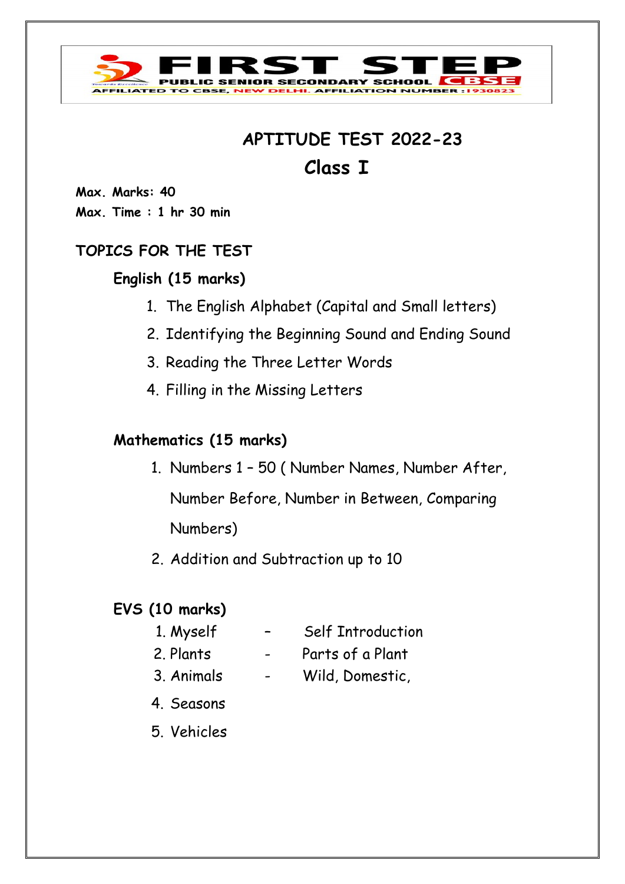FIRST STEP PUBLIC SENIOR SECONDARY SCHOOL CBSE

AFFILIATED TO CBSE, NEW DELHI. AFFILIATION NUMBER : 1930823

# APTITUDE TEST 2022-23

## Class I

**Max. Marks: 40**
**Max. Time : 1 hr 30 min**

### TOPICS FOR THE TEST

**English (15 marks)**

1. The English Alphabet (Capital and Small letters)
2. Identifying the Beginning Sound and Ending Sound
3. Reading the Three Letter Words
4. Filling in the Missing Letters

**Mathematics (15 marks)**

1. Numbers 1 – 50 ( Number Names, Number After, Number Before, Number in Between, Comparing Numbers)
2. Addition and Subtraction up to 10

**EVS (10 marks)**

1. Myself – Self Introduction
2. Plants - Parts of a Plant
3. Animals - Wild, Domestic,
4. Seasons
5. Vehicles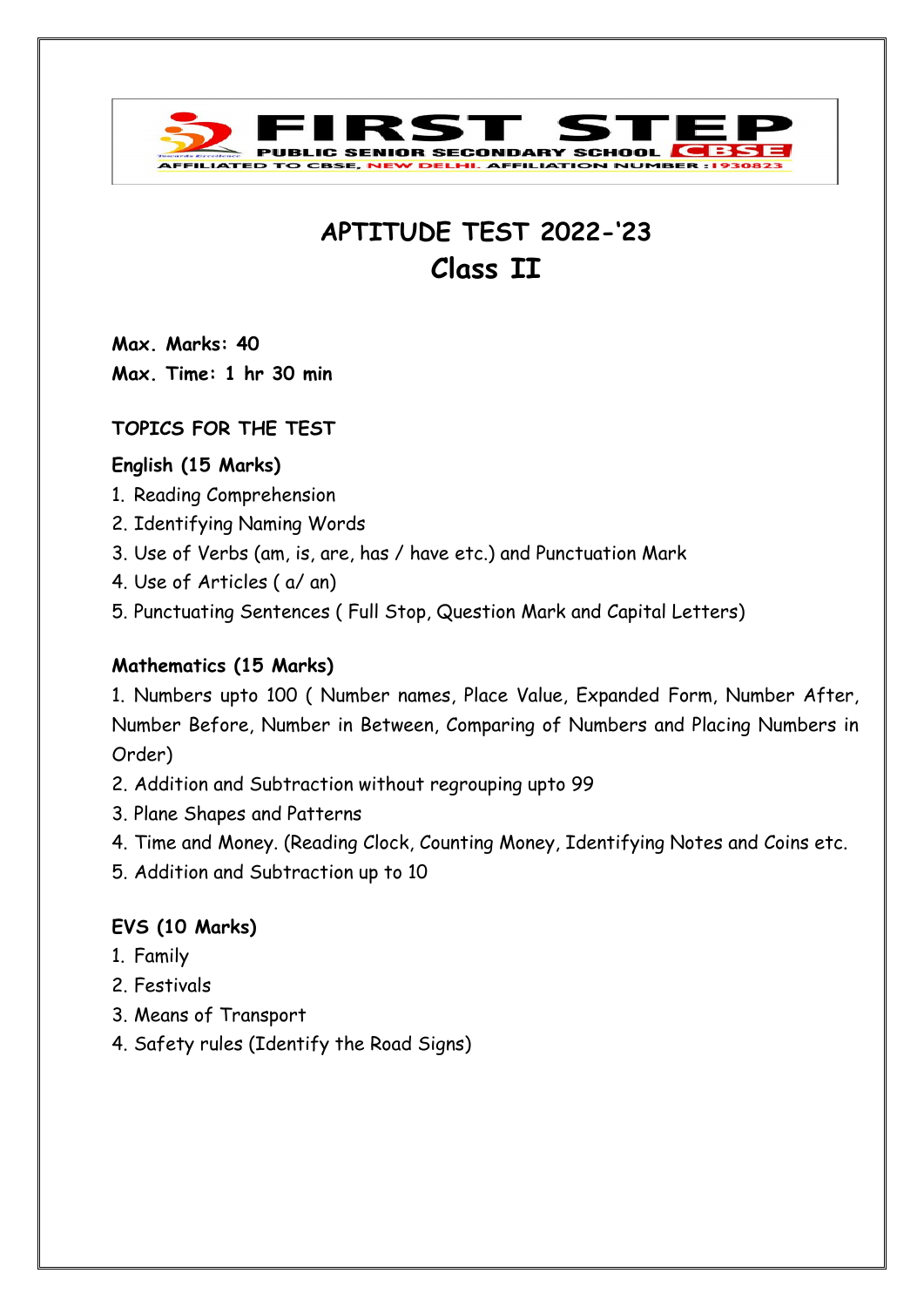FIRST STEP
PUBLIC SENIOR SECONDARY SCHOOL CBSE
AFFILIATED TO CBSE, NEW DELHI. AFFILIATION NUMBER : 1930823

# APTITUDE TEST 2022-'23
# Class II

**Max. Marks: 40**
**Max. Time: 1 hr 30 min**

### TOPICS FOR THE TEST

**English (15 Marks)**

1. Reading Comprehension
2. Identifying Naming Words
3. Use of Verbs (am, is, are, has / have etc.) and Punctuation Mark
4. Use of Articles ( a/ an)
5. Punctuating Sentences ( Full Stop, Question Mark and Capital Letters)

**Mathematics (15 Marks)**

1. Numbers upto 100 ( Number names, Place Value, Expanded Form, Number After, Number Before, Number in Between, Comparing of Numbers and Placing Numbers in Order)
2. Addition and Subtraction without regrouping upto 99
3. Plane Shapes and Patterns
4. Time and Money. (Reading Clock, Counting Money, Identifying Notes and Coins etc.
5. Addition and Subtraction up to 10

**EVS (10 Marks)**

1. Family
2. Festivals
3. Means of Transport
4. Safety rules (Identify the Road Signs)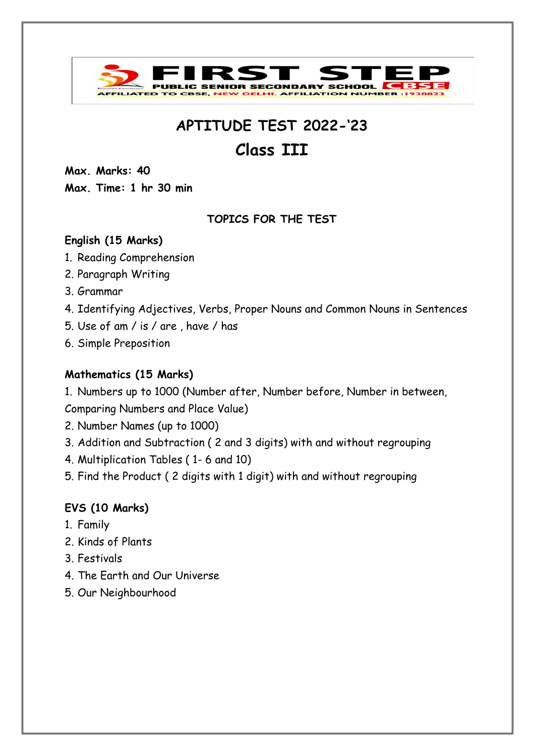**FIRST STEP**

**PUBLIC SENIOR SECONDARY SCHOOL** CBSE

AFFILIATED TO CBSE, NEW DELHI. AFFILIATION NUMBER :1930823

# APTITUDE TEST 2022-'23

# Class III

**Max. Marks: 40**

**Max. Time: 1 hr 30 min**

### TOPICS FOR THE TEST

**English (15 Marks)**

1. Reading Comprehension
2. Paragraph Writing
3. Grammar
4. Identifying Adjectives, Verbs, Proper Nouns and Common Nouns in Sentences
5. Use of am / is / are , have / has
6. Simple Preposition

**Mathematics (15 Marks)**

1. Numbers up to 1000 (Number after, Number before, Number in between, Comparing Numbers and Place Value)
2. Number Names (up to 1000)
3. Addition and Subtraction ( 2 and 3 digits) with and without regrouping
4. Multiplication Tables ( 1- 6 and 10)
5. Find the Product ( 2 digits with 1 digit) with and without regrouping

**EVS (10 Marks)**

1. Family
2. Kinds of Plants
3. Festivals
4. The Earth and Our Universe
5. Our Neighbourhood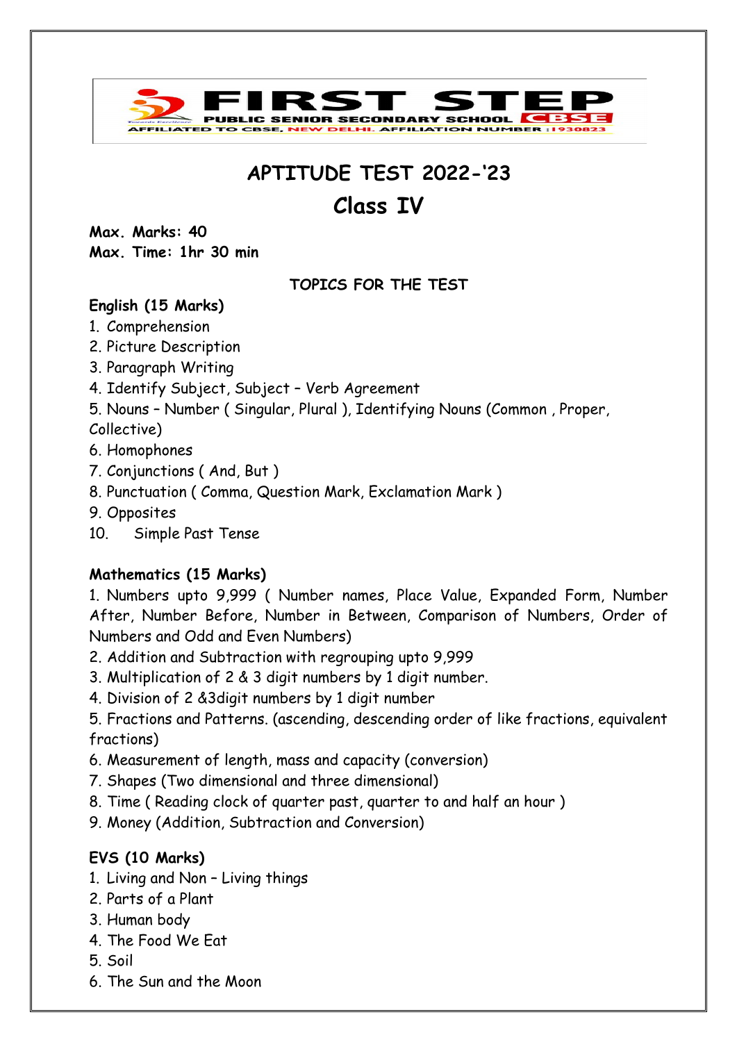**FIRST STEP**
**PUBLIC SENIOR SECONDARY SCHOOL CBSE**
AFFILIATED TO CBSE, NEW DELHI. AFFILIATION NUMBER : 1930823

# APTITUDE TEST 2022-'23

# Class IV

**Max. Marks: 40**
**Max. Time: 1hr 30 min**

## TOPICS FOR THE TEST

### English (15 Marks)

1. Comprehension
2. Picture Description
3. Paragraph Writing
4. Identify Subject, Subject – Verb Agreement
5. Nouns – Number ( Singular, Plural ), Identifying Nouns (Common , Proper, Collective)
6. Homophones
7. Conjunctions ( And, But )
8. Punctuation ( Comma, Question Mark, Exclamation Mark )
9. Opposites
10. Simple Past Tense

### Mathematics (15 Marks)

1. Numbers upto 9,999 ( Number names, Place Value, Expanded Form, Number After, Number Before, Number in Between, Comparison of Numbers, Order of Numbers and Odd and Even Numbers)
2. Addition and Subtraction with regrouping upto 9,999
3. Multiplication of 2 & 3 digit numbers by 1 digit number.
4. Division of 2 &3digit numbers by 1 digit number
5. Fractions and Patterns. (ascending, descending order of like fractions, equivalent fractions)
6. Measurement of length, mass and capacity (conversion)
7. Shapes (Two dimensional and three dimensional)
8. Time ( Reading clock of quarter past, quarter to and half an hour )
9. Money (Addition, Subtraction and Conversion)

### EVS (10 Marks)

1. Living and Non – Living things
2. Parts of a Plant
3. Human body
4. The Food We Eat
5. Soil
6. The Sun and the Moon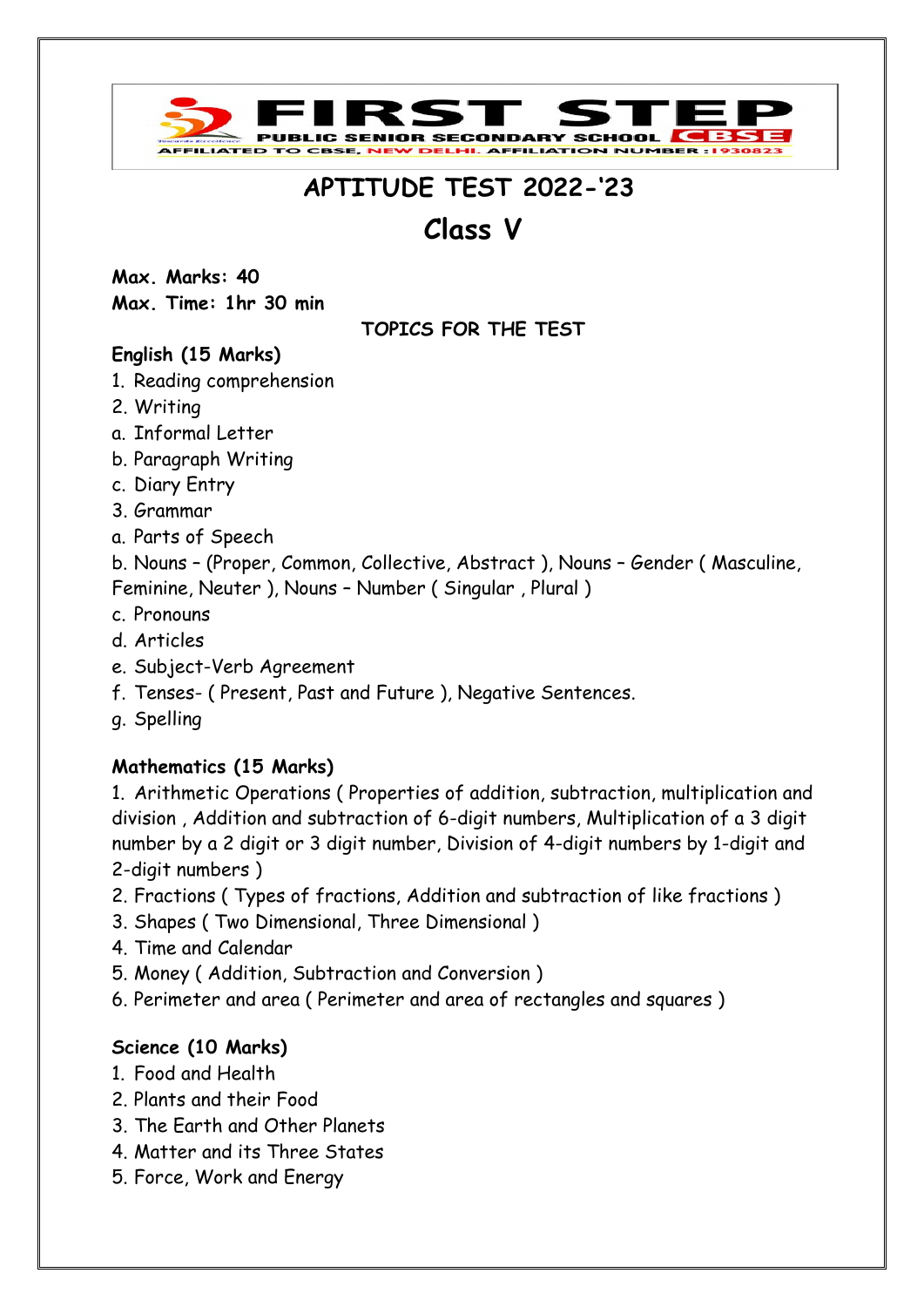**FIRST STEP**

**PUBLIC SENIOR SECONDARY SCHOOL** CBSE

AFFILIATED TO CBSE, NEW DELHI. AFFILIATION NUMBER :1930823

# APTITUDE TEST 2022-'23

# Class V

**Max. Marks: 40**
**Max. Time: 1hr 30 min**

**TOPICS FOR THE TEST**

**English (15 Marks)**

1. Reading comprehension
2. Writing
   a. Informal Letter
   b. Paragraph Writing
   c. Diary Entry
3. Grammar
   a. Parts of Speech
   b. Nouns – (Proper, Common, Collective, Abstract ), Nouns – Gender ( Masculine, Feminine, Neuter ), Nouns – Number ( Singular , Plural )
   c. Pronouns
   d. Articles
   e. Subject-Verb Agreement
   f. Tenses- ( Present, Past and Future ), Negative Sentences.
   g. Spelling

**Mathematics (15 Marks)**

1. Arithmetic Operations ( Properties of addition, subtraction, multiplication and division , Addition and subtraction of 6-digit numbers, Multiplication of a 3 digit number by a 2 digit or 3 digit number, Division of 4-digit numbers by 1-digit and 2-digit numbers )
2. Fractions ( Types of fractions, Addition and subtraction of like fractions )
3. Shapes ( Two Dimensional, Three Dimensional )
4. Time and Calendar
5. Money ( Addition, Subtraction and Conversion )
6. Perimeter and area ( Perimeter and area of rectangles and squares )

**Science (10 Marks)**

1. Food and Health
2. Plants and their Food
3. The Earth and Other Planets
4. Matter and its Three States
5. Force, Work and Energy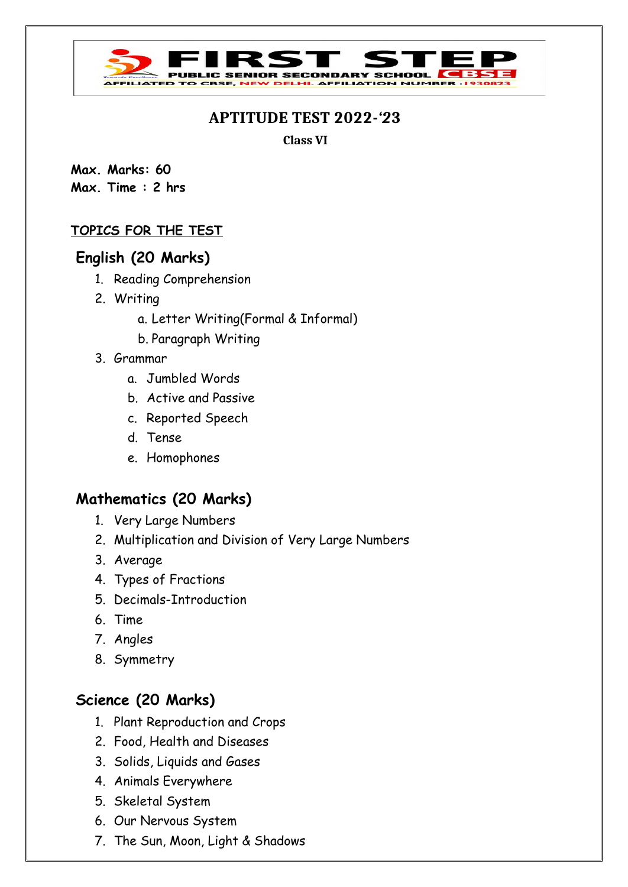**FIRST STEP**
**PUBLIC SENIOR SECONDARY SCHOOL** CBSE
AFFILIATED TO CBSE, NEW DELHI. AFFILIATION NUMBER :1930823

# APTITUDE TEST 2022-'23

**Class VI**

**Max. Marks: 60**
**Max. Time : 2 hrs**

**TOPICS FOR THE TEST**

## English (20 Marks)

1. Reading Comprehension
2. Writing
   a. Letter Writing(Formal & Informal)
   b. Paragraph Writing
3. Grammar
   a. Jumbled Words
   b. Active and Passive
   c. Reported Speech
   d. Tense
   e. Homophones

## Mathematics (20 Marks)

1. Very Large Numbers
2. Multiplication and Division of Very Large Numbers
3. Average
4. Types of Fractions
5. Decimals-Introduction
6. Time
7. Angles
8. Symmetry

## Science (20 Marks)

1. Plant Reproduction and Crops
2. Food, Health and Diseases
3. Solids, Liquids and Gases
4. Animals Everywhere
5. Skeletal System
6. Our Nervous System
7. The Sun, Moon, Light & Shadows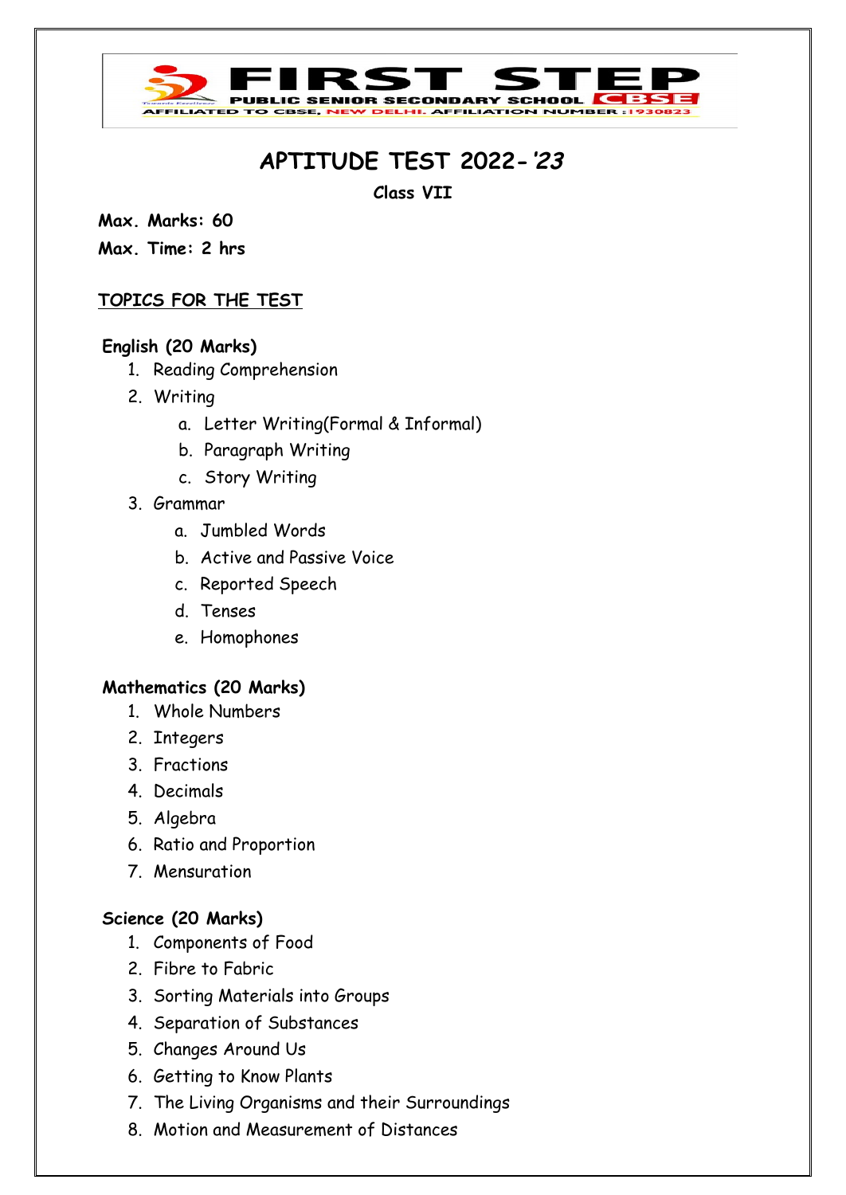FIRST STEP

PUBLIC SENIOR SECONDARY SCHOOL CBSE

AFFILIATED TO CBSE, NEW DELHI. AFFILIATION NUMBER :1930823

# APTITUDE TEST 2022-'23

**Class VII**

**Max. Marks: 60**

**Max. Time: 2 hrs**

## TOPICS FOR THE TEST

**English (20 Marks)**

1. Reading Comprehension
2. Writing
   a. Letter Writing(Formal & Informal)
   b. Paragraph Writing
   c. Story Writing
3. Grammar
   a. Jumbled Words
   b. Active and Passive Voice
   c. Reported Speech
   d. Tenses
   e. Homophones

**Mathematics (20 Marks)**

1. Whole Numbers
2. Integers
3. Fractions
4. Decimals
5. Algebra
6. Ratio and Proportion
7. Mensuration

**Science (20 Marks)**

1. Components of Food
2. Fibre to Fabric
3. Sorting Materials into Groups
4. Separation of Substances
5. Changes Around Us
6. Getting to Know Plants
7. The Living Organisms and their Surroundings
8. Motion and Measurement of Distances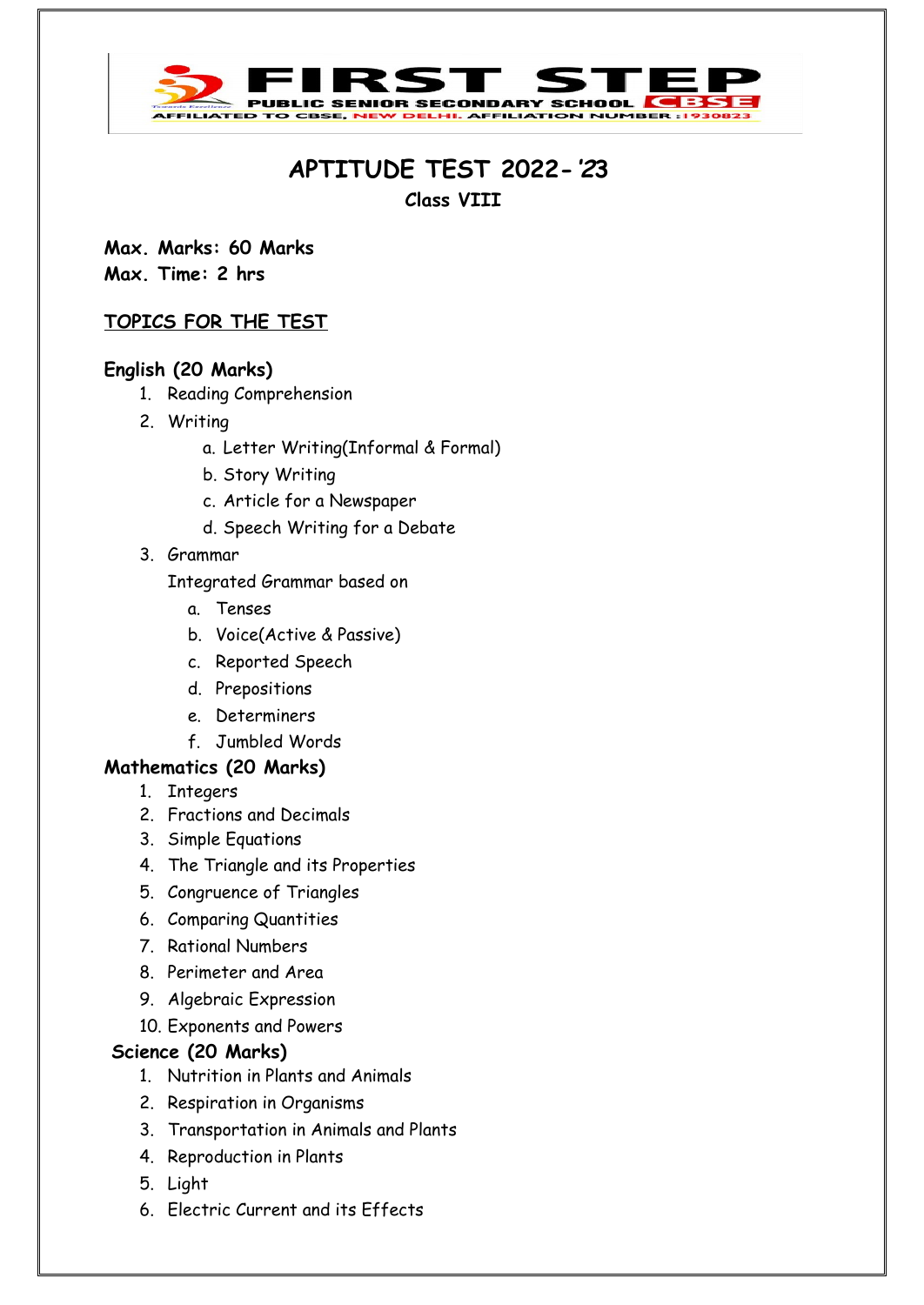FIRST STEP
PUBLIC SENIOR SECONDARY SCHOOL CBSE
AFFILIATED TO CBSE, NEW DELHI. AFFILIATION NUMBER :1930823

# APTITUDE TEST 2022-'23

**Class VIII**

**Max. Marks: 60 Marks**
**Max. Time: 2 hrs**

## TOPICS FOR THE TEST

### English (20 Marks)

1. Reading Comprehension
2. Writing
    a. Letter Writing(Informal & Formal)
    b. Story Writing
    c. Article for a Newspaper
    d. Speech Writing for a Debate
3. Grammar
    Integrated Grammar based on
    a. Tenses
    b. Voice(Active & Passive)
    c. Reported Speech
    d. Prepositions
    e. Determiners
    f. Jumbled Words

### Mathematics (20 Marks)

1. Integers
2. Fractions and Decimals
3. Simple Equations
4. The Triangle and its Properties
5. Congruence of Triangles
6. Comparing Quantities
7. Rational Numbers
8. Perimeter and Area
9. Algebraic Expression
10. Exponents and Powers

### Science (20 Marks)

1. Nutrition in Plants and Animals
2. Respiration in Organisms
3. Transportation in Animals and Plants
4. Reproduction in Plants
5. Light
6. Electric Current and its Effects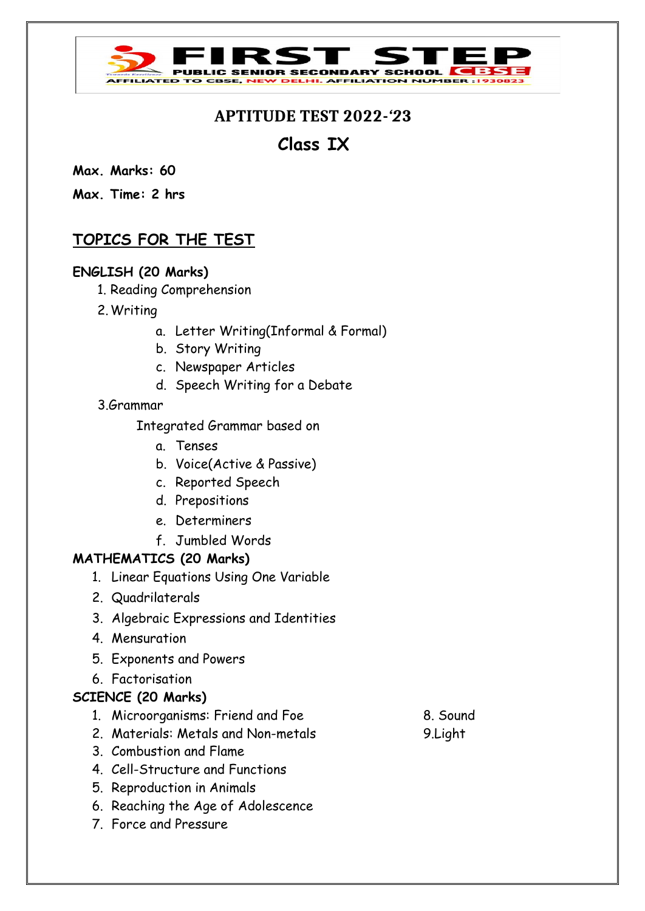# FIRST STEP
**PUBLIC SENIOR SECONDARY SCHOOL** CBSE
AFFILIATED TO CBSE, NEW DELHI. AFFILIATION NUMBER : 1930823

## APTITUDE TEST 2022-'23

## Class IX

**Max. Marks: 60**

**Max. Time: 2 hrs**

## TOPICS FOR THE TEST

**ENGLISH (20 Marks)**

1. Reading Comprehension
2. Writing
   a. Letter Writing(Informal & Formal)
   b. Story Writing
   c. Newspaper Articles
   d. Speech Writing for a Debate
3. Grammar

   Integrated Grammar based on
   a. Tenses
   b. Voice(Active & Passive)
   c. Reported Speech
   d. Prepositions
   e. Determiners
   f. Jumbled Words

**MATHEMATICS (20 Marks)**

1. Linear Equations Using One Variable
2. Quadrilaterals
3. Algebraic Expressions and Identities
4. Mensuration
5. Exponents and Powers
6. Factorisation

**SCIENCE (20 Marks)**

1. Microorganisms: Friend and Foe
2. Materials: Metals and Non-metals
3. Combustion and Flame
4. Cell-Structure and Functions
5. Reproduction in Animals
6. Reaching the Age of Adolescence
7. Force and Pressure
8. Sound
9. Light